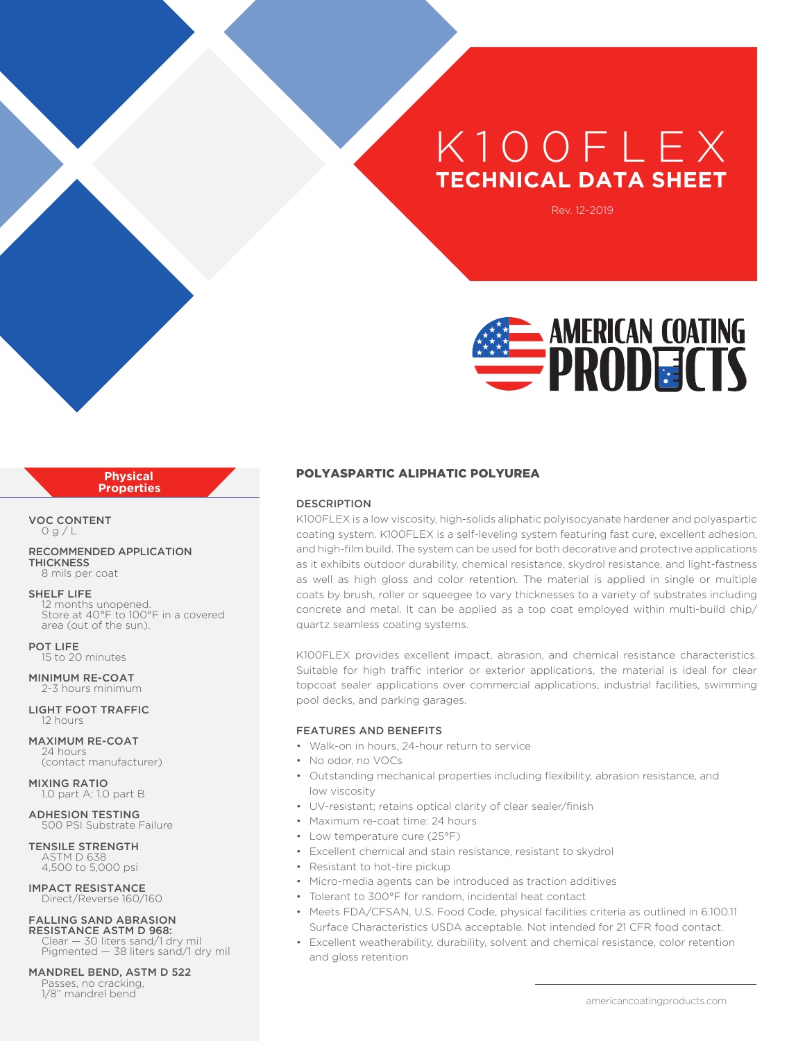# K100FLEX
## TECHNICAL DATA SHEET

Rev. 12-2019

AMERICAN COATING PRODUCTS

### Physical Properties

**VOC CONTENT**
0 g / L

**RECOMMENDED APPLICATION THICKNESS**
8 mils per coat

**SHELF LIFE**
12 months unopened.
Store at 40°F to 100°F in a covered area (out of the sun).

**POT LIFE**
15 to 20 minutes

**MINIMUM RE-COAT**
2-3 hours minimum

**LIGHT FOOT TRAFFIC**
12 hours

**MAXIMUM RE-COAT**
24 hours
(contact manufacturer)

**MIXING RATIO**
1.0 part A; 1.0 part B

**ADHESION TESTING**
500 PSI Substrate Failure

**TENSILE STRENGTH**
ASTM D 638
4,500 to 5,000 psi

**IMPACT RESISTANCE**
Direct/Reverse 160/160

**FALLING SAND ABRASION RESISTANCE ASTM D 968:**
Clear — 30 liters sand/1 dry mil
Pigmented — 38 liters sand/1 dry mil

**MANDREL BEND, ASTM D 522**
Passes, no cracking,
1/8" mandrel bend

## POLYASPARTIC ALIPHATIC POLYUREA

### DESCRIPTION

K100FLEX is a low viscosity, high-solids aliphatic polyisocyanate hardener and polyaspartic coating system. K100FLEX is a self-leveling system featuring fast cure, excellent adhesion, and high-film build. The system can be used for both decorative and protective applications as it exhibits outdoor durability, chemical resistance, skydrol resistance, and light-fastness as well as high gloss and color retention. The material is applied in single or multiple coats by brush, roller or squeegee to vary thicknesses to a variety of substrates including concrete and metal. It can be applied as a top coat employed within multi-build chip/quartz seamless coating systems.

K100FLEX provides excellent impact, abrasion, and chemical resistance characteristics. Suitable for high traffic interior or exterior applications, the material is ideal for clear topcoat sealer applications over commercial applications, industrial facilities, swimming pool decks, and parking garages.

### FEATURES AND BENEFITS

- Walk-on in hours, 24-hour return to service
- No odor, no VOCs
- Outstanding mechanical properties including flexibility, abrasion resistance, and low viscosity
- UV-resistant; retains optical clarity of clear sealer/finish
- Maximum re-coat time: 24 hours
- Low temperature cure (25°F)
- Excellent chemical and stain resistance, resistant to skydrol
- Resistant to hot-tire pickup
- Micro-media agents can be introduced as traction additives
- Tolerant to 300°F for random, incidental heat contact
- Meets FDA/CFSAN, U.S. Food Code, physical facilities criteria as outlined in 6.100.11 Surface Characteristics USDA acceptable. Not intended for 21 CFR food contact.
- Excellent weatherability, durability, solvent and chemical resistance, color retention and gloss retention

americancoatingproducts.com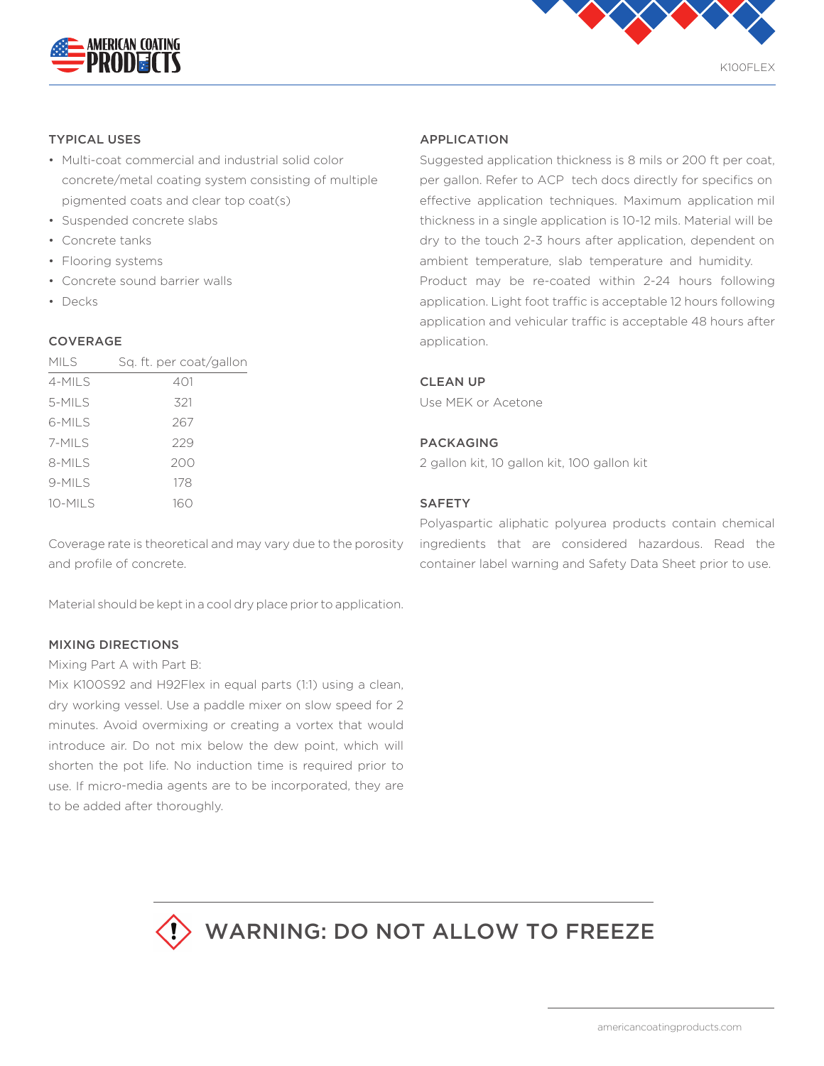## TYPICAL USES

- Multi-coat commercial and industrial solid color concrete/metal coating system consisting of multiple pigmented coats and clear top coat(s)
- Suspended concrete slabs
- Concrete tanks
- Flooring systems
- Concrete sound barrier walls
- Decks

## COVERAGE

| MILS | Sq. ft. per coat/gallon |
|---|---|
| 4-MILS | 401 |
| 5-MILS | 321 |
| 6-MILS | 267 |
| 7-MILS | 229 |
| 8-MILS | 200 |
| 9-MILS | 178 |
| 10-MILS | 160 |

Coverage rate is theoretical and may vary due to the porosity and profile of concrete.

Material should be kept in a cool dry place prior to application.

## MIXING DIRECTIONS

Mixing Part A with Part B:

Mix K100S92 and H92Flex in equal parts (1:1) using a clean, dry working vessel. Use a paddle mixer on slow speed for 2 minutes. Avoid overmixing or creating a vortex that would introduce air. Do not mix below the dew point, which will shorten the pot life. No induction time is required prior to use. If micro-media agents are to be incorporated, they are to be added after thoroughly.

## APPLICATION

Suggested application thickness is 8 mils or 200 ft per coat, per gallon. Refer to ACP tech docs directly for specifics on effective application techniques. Maximum application mil thickness in a single application is 10-12 mils. Material will be dry to the touch 2-3 hours after application, dependent on ambient temperature, slab temperature and humidity. Product may be re-coated within 2-24 hours following application. Light foot traffic is acceptable 12 hours following application and vehicular traffic is acceptable 48 hours after application.

## CLEAN UP

Use MEK or Acetone

## PACKAGING

2 gallon kit, 10 gallon kit, 100 gallon kit

## SAFETY

Polyaspartic aliphatic polyurea products contain chemical ingredients that are considered hazardous. Read the container label warning and Safety Data Sheet prior to use.

## WARNING: DO NOT ALLOW TO FREEZE